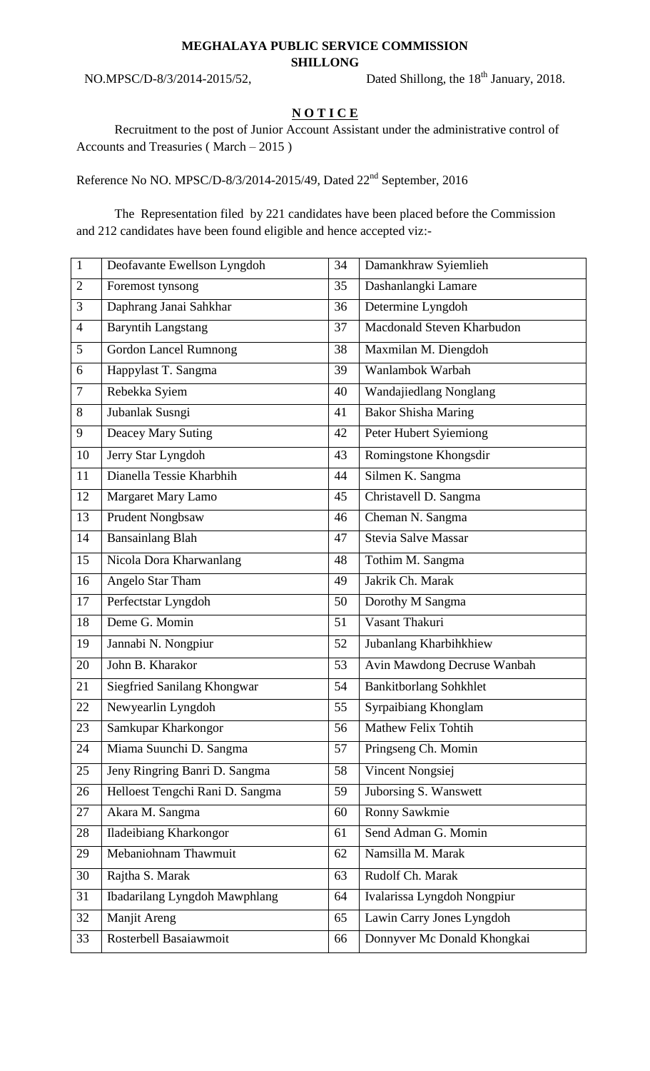**MEGHALAYA PUBLIC SERVICE COMMISSION**
**SHILLONG**

NO.MPSC/D-8/3/2014-2015/52, Dated Shillong, the 18th January, 2018.

**N O T I C E**

Recruitment to the post of Junior Account Assistant under the administrative control of Accounts and Treasuries ( March – 2015 )

Reference No NO. MPSC/D-8/3/2014-2015/49, Dated 22nd September, 2016

The Representation filed by 221 candidates have been placed before the Commission and 212 candidates have been found eligible and hence accepted viz:-

| | | | |
|---|---|---|---|
| 1 | Deofavante Ewellson Lyngdoh | 34 | Damankhraw Syiemlieh |
| 2 | Foremost tynsong | 35 | Dashanlangki Lamare |
| 3 | Daphrang Janai Sahkhar | 36 | Determine Lyngdoh |
| 4 | Baryntih Langstang | 37 | Macdonald Steven Kharbudon |
| 5 | Gordon Lancel Rumnong | 38 | Maxmilan M. Diengdoh |
| 6 | Happylast T. Sangma | 39 | Wanlambok Warbah |
| 7 | Rebekka Syiem | 40 | Wandajiedlang Nonglang |
| 8 | Jubanlak Susngi | 41 | Bakor Shisha Maring |
| 9 | Deacey Mary Suting | 42 | Peter Hubert Syiemiong |
| 10 | Jerry Star Lyngdoh | 43 | Romingstone Khongsdir |
| 11 | Dianella Tessie Kharbhih | 44 | Silmen K. Sangma |
| 12 | Margaret Mary Lamo | 45 | Christavell D. Sangma |
| 13 | Prudent Nongbsaw | 46 | Cheman N. Sangma |
| 14 | Bansainlang Blah | 47 | Stevia Salve Massar |
| 15 | Nicola Dora Kharwanlang | 48 | Tothim M. Sangma |
| 16 | Angelo Star Tham | 49 | Jakrik Ch. Marak |
| 17 | Perfectstar Lyngdoh | 50 | Dorothy M Sangma |
| 18 | Deme G. Momin | 51 | Vasant Thakuri |
| 19 | Jannabi N. Nongpiur | 52 | Jubanlang Kharbihkhiew |
| 20 | John B. Kharakor | 53 | Avin Mawdong Decruse Wanbah |
| 21 | Siegfried Sanilang Khongwar | 54 | Bankitborlang Sohkhlet |
| 22 | Newyearlin Lyngdoh | 55 | Syrpaibiang Khonglam |
| 23 | Samkupar Kharkongor | 56 | Mathew Felix Tohtih |
| 24 | Miama Suunchi D. Sangma | 57 | Pringseng Ch. Momin |
| 25 | Jeny Ringring Banri D. Sangma | 58 | Vincent Nongsiej |
| 26 | Helloest Tengchi Rani D. Sangma | 59 | Juborsing S. Wanswett |
| 27 | Akara M. Sangma | 60 | Ronny Sawkmie |
| 28 | Iladeibiang Kharkongor | 61 | Send Adman G. Momin |
| 29 | Mebaniohnam Thawmuit | 62 | Namsilla M. Marak |
| 30 | Rajtha S. Marak | 63 | Rudolf Ch. Marak |
| 31 | Ibadarilang Lyngdoh Mawphlang | 64 | Ivalarissa Lyngdoh Nongpiur |
| 32 | Manjit Areng | 65 | Lawin Carry Jones Lyngdoh |
| 33 | Rosterbell Basaiawmoit | 66 | Donnyver Mc Donald Khongkai |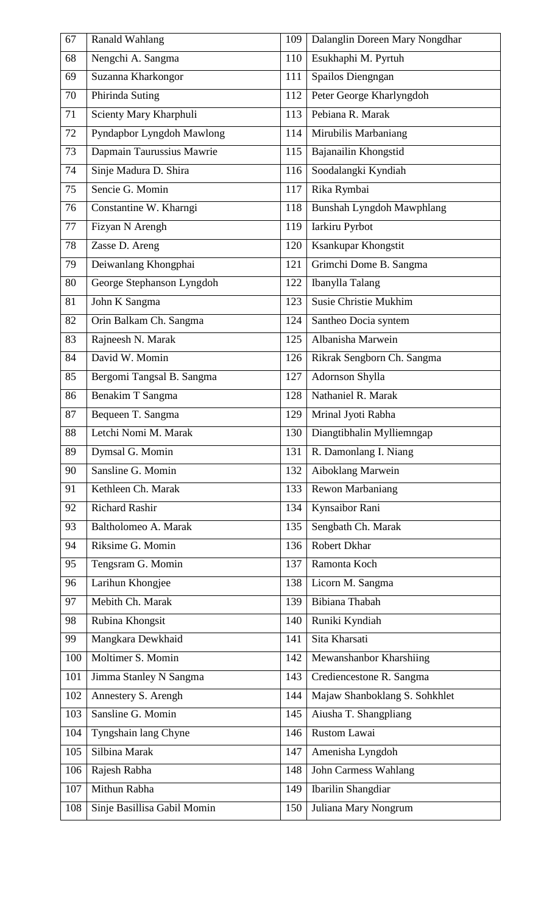| 67 | Ranald Wahlang | 109 | Dalanglin Doreen Mary Nongdhar |
|---|---|---|---|
| 68 | Nengchi A. Sangma | 110 | Esukhaphi M. Pyrtuh |
| 69 | Suzanna Kharkongor | 111 | Spailos Diengngan |
| 70 | Phirinda Suting | 112 | Peter George Kharlyngdoh |
| 71 | Scienty Mary Kharphuli | 113 | Pebiana R. Marak |
| 72 | Pyndapbor Lyngdoh Mawlong | 114 | Mirubilis Marbaniang |
| 73 | Dapmain Taurussius Mawrie | 115 | Bajanailin Khongstid |
| 74 | Sinje Madura D. Shira | 116 | Soodalangki Kyndiah |
| 75 | Sencie G. Momin | 117 | Rika Rymbai |
| 76 | Constantine W. Kharngi | 118 | Bunshah Lyngdoh Mawphlang |
| 77 | Fizyan N Arengh | 119 | Iarkiru Pyrbot |
| 78 | Zasse D. Areng | 120 | Ksankupar Khongstit |
| 79 | Deiwanlang Khongphai | 121 | Grimchi Dome B. Sangma |
| 80 | George Stephanson Lyngdoh | 122 | Ibanylla Talang |
| 81 | John K Sangma | 123 | Susie Christie Mukhim |
| 82 | Orin Balkam Ch. Sangma | 124 | Santheo Docia syntem |
| 83 | Rajneesh N. Marak | 125 | Albanisha Marwein |
| 84 | David W. Momin | 126 | Rikrak Sengborn Ch. Sangma |
| 85 | Bergomi Tangsal B. Sangma | 127 | Adornson Shylla |
| 86 | Benakim T Sangma | 128 | Nathaniel R. Marak |
| 87 | Bequeen T. Sangma | 129 | Mrinal Jyoti Rabha |
| 88 | Letchi Nomi M. Marak | 130 | Diangtibhalin Mylliemngap |
| 89 | Dymsal G. Momin | 131 | R. Damonlang I. Niang |
| 90 | Sansline G. Momin | 132 | Aiboklang Marwein |
| 91 | Kethleen Ch. Marak | 133 | Rewon Marbaniang |
| 92 | Richard Rashir | 134 | Kynsaibor Rani |
| 93 | Baltholomeo A. Marak | 135 | Sengbath Ch. Marak |
| 94 | Riksime G. Momin | 136 | Robert Dkhar |
| 95 | Tengsram G. Momin | 137 | Ramonta Koch |
| 96 | Larihun Khongjee | 138 | Licorn M. Sangma |
| 97 | Mebith Ch. Marak | 139 | Bibiana Thabah |
| 98 | Rubina Khongsit | 140 | Runiki Kyndiah |
| 99 | Mangkara Dewkhaid | 141 | Sita Kharsati |
| 100 | Moltimer S. Momin | 142 | Mewanshanbor Kharshiing |
| 101 | Jimma Stanley N Sangma | 143 | Crediencestone R. Sangma |
| 102 | Annestery S. Arengh | 144 | Majaw Shanboklang S. Sohkhlet |
| 103 | Sansline G. Momin | 145 | Aiusha T. Shangpliang |
| 104 | Tyngshain lang Chyne | 146 | Rustom Lawai |
| 105 | Silbina Marak | 147 | Amenisha Lyngdoh |
| 106 | Rajesh Rabha | 148 | John Carmess Wahlang |
| 107 | Mithun Rabha | 149 | Ibarilin Shangdiar |
| 108 | Sinje Basillisa Gabil Momin | 150 | Juliana Mary Nongrum |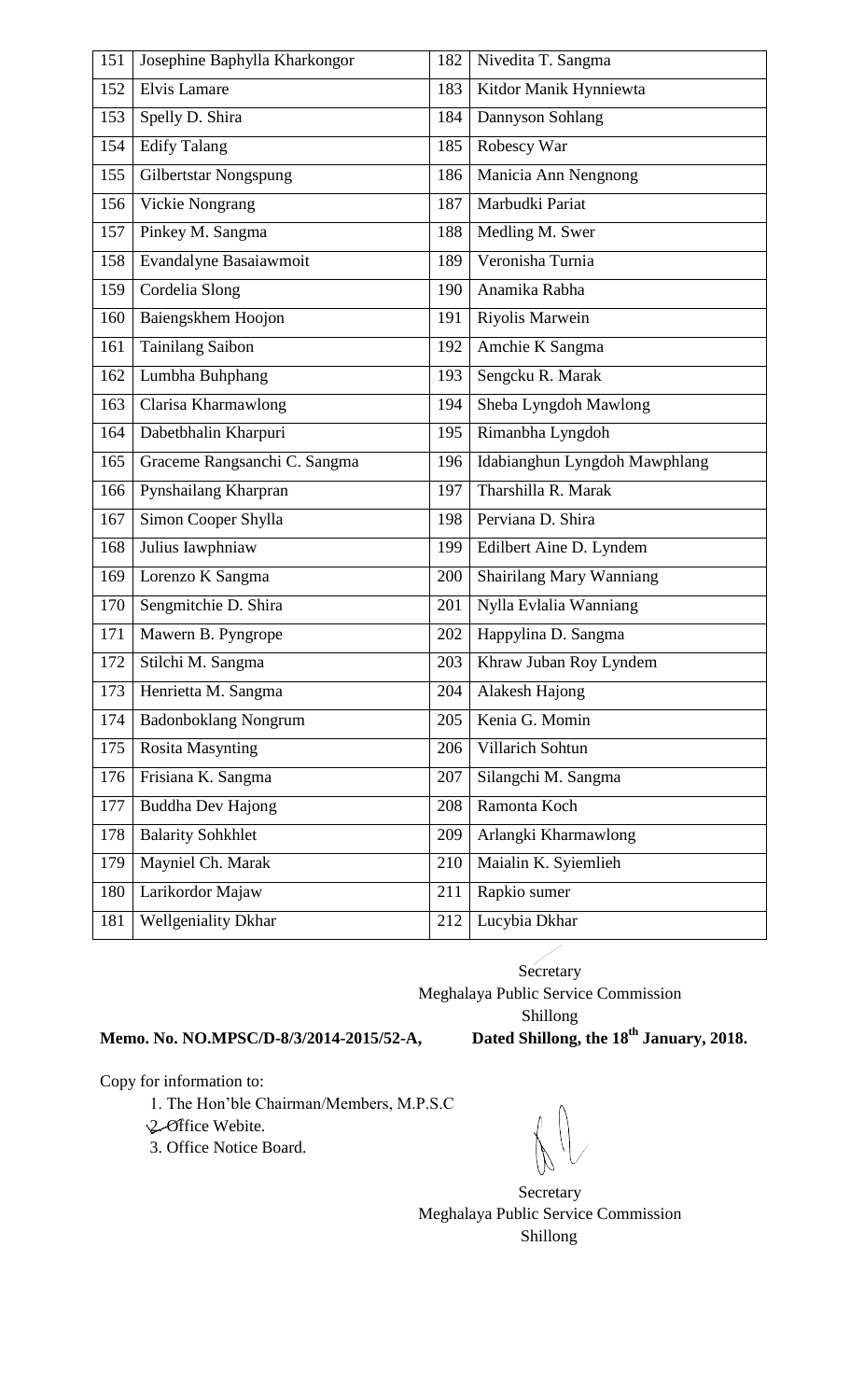| | | | |
|---|---|---|---|
| 151 | Josephine Baphylla Kharkongor | 182 | Nivedita T. Sangma |
| 152 | Elvis Lamare | 183 | Kitdor Manik Hynniewta |
| 153 | Spelly D. Shira | 184 | Dannyson Sohlang |
| 154 | Edify Talang | 185 | Robescy War |
| 155 | Gilbertstar Nongspung | 186 | Manicia Ann Nengnong |
| 156 | Vickie Nongrang | 187 | Marbudki Pariat |
| 157 | Pinkey M. Sangma | 188 | Medling M. Swer |
| 158 | Evandalyne Basaiawmoit | 189 | Veronisha Turnia |
| 159 | Cordelia Slong | 190 | Anamika Rabha |
| 160 | Baiengskhem Hoojon | 191 | Riyolis Marwein |
| 161 | Tainilang Saibon | 192 | Amchie K Sangma |
| 162 | Lumbha Buhphang | 193 | Sengcku R. Marak |
| 163 | Clarisa Kharmawlong | 194 | Sheba Lyngdoh Mawlong |
| 164 | Dabetbhalin Kharpuri | 195 | Rimanbha Lyngdoh |
| 165 | Graceme Rangsanchi C. Sangma | 196 | Idabianghun Lyngdoh Mawphlang |
| 166 | Pynshailang Kharpran | 197 | Tharshilla R. Marak |
| 167 | Simon Cooper Shylla | 198 | Perviana D. Shira |
| 168 | Julius Iawphniaw | 199 | Edilbert Aine D. Lyndem |
| 169 | Lorenzo K Sangma | 200 | Shairilang Mary Wanniang |
| 170 | Sengmitchie D. Shira | 201 | Nylla Evlalia Wanniang |
| 171 | Mawern B. Pyngrope | 202 | Happylina D. Sangma |
| 172 | Stilchi M. Sangma | 203 | Khraw Juban Roy Lyndem |
| 173 | Henrietta M. Sangma | 204 | Alakesh Hajong |
| 174 | Badonboklang Nongrum | 205 | Kenia G. Momin |
| 175 | Rosita Masynting | 206 | Villarich Sohtun |
| 176 | Frisiana K. Sangma | 207 | Silangchi M. Sangma |
| 177 | Buddha Dev Hajong | 208 | Ramonta Koch |
| 178 | Balarity Sohkhlet | 209 | Arlangki Kharmawlong |
| 179 | Mayniel Ch. Marak | 210 | Maialin K. Syiemlieh |
| 180 | Larikordor Majaw | 211 | Rapkio sumer |
| 181 | Wellgeniality Dkhar | 212 | Lucybia Dkhar |

Secretary
Meghalaya Public Service Commission
Shillong

**Memo. No. NO.MPSC/D-8/3/2014-2015/52-A, Dated Shillong, the 18th January, 2018.**

Copy for information to:

1. The Hon'ble Chairman/Members, M.P.S.C
2. Office Webite.
3. Office Notice Board.

Secretary
Meghalaya Public Service Commission
Shillong